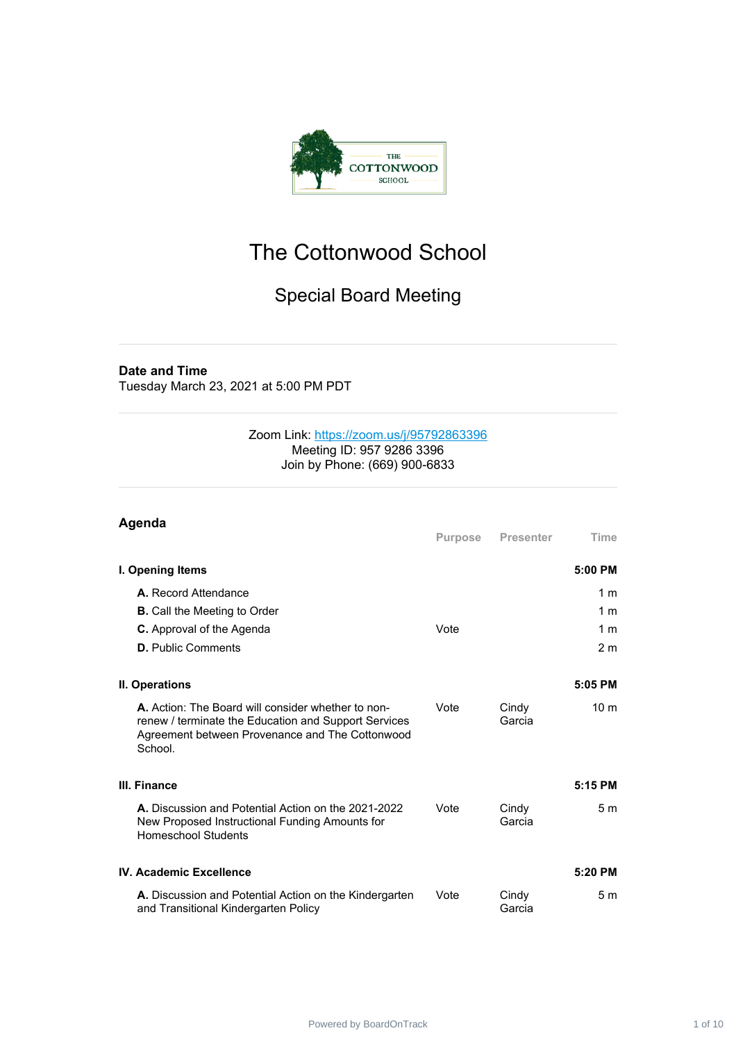# The Cottonwood School

## Special Board Meeting

**Date and Time**
Tuesday March 23, 2021 at 5:00 PM PDT

Zoom Link: https://zoom.us/j/95792863396
Meeting ID: 957 9286 3396
Join by Phone: (669) 900-6833

## Agenda

| | Purpose | Presenter | Time |
|---|---|---|---|
| **I. Opening Items** | | | **5:00 PM** |
| **A.** Record Attendance | | | 1 m |
| **B.** Call the Meeting to Order | | | 1 m |
| **C.** Approval of the Agenda | Vote | | 1 m |
| **D.** Public Comments | | | 2 m |
| **II. Operations** | | | **5:05 PM** |
| **A.** Action: The Board will consider whether to non-renew / terminate the Education and Support Services Agreement between Provenance and The Cottonwood School. | Vote | Cindy Garcia | 10 m |
| **III. Finance** | | | **5:15 PM** |
| **A.** Discussion and Potential Action on the 2021-2022 New Proposed Instructional Funding Amounts for Homeschool Students | Vote | Cindy Garcia | 5 m |
| **IV. Academic Excellence** | | | **5:20 PM** |
| **A.** Discussion and Potential Action on the Kindergarten and Transitional Kindergarten Policy | Vote | Cindy Garcia | 5 m |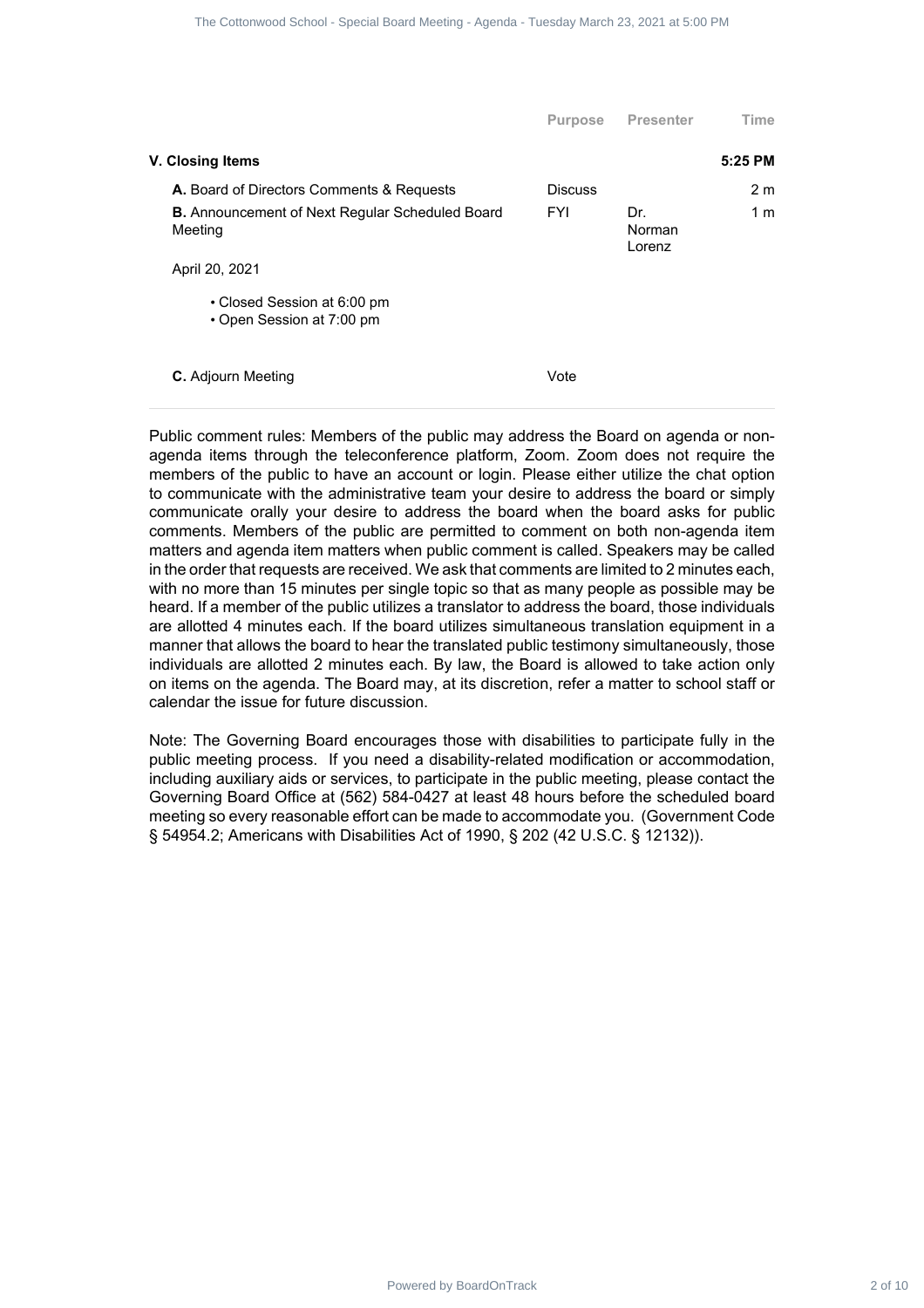| | Purpose | Presenter | Time |
|---|---|---|---|
| **V. Closing Items** | | | **5:25 PM** |
| **A.** Board of Directors Comments & Requests | Discuss | | 2 m |
| **B.** Announcement of Next Regular Scheduled Board Meeting | FYI | Dr. Norman Lorenz | 1 m |
| April 20, 2021<br>• Closed Session at 6:00 pm<br>• Open Session at 7:00 pm | | | |
| **C.** Adjourn Meeting | Vote | | |

Public comment rules: Members of the public may address the Board on agenda or non-agenda items through the teleconference platform, Zoom. Zoom does not require the members of the public to have an account or login. Please either utilize the chat option to communicate with the administrative team your desire to address the board or simply communicate orally your desire to address the board when the board asks for public comments. Members of the public are permitted to comment on both non-agenda item matters and agenda item matters when public comment is called. Speakers may be called in the order that requests are received. We ask that comments are limited to 2 minutes each, with no more than 15 minutes per single topic so that as many people as possible may be heard. If a member of the public utilizes a translator to address the board, those individuals are allotted 4 minutes each. If the board utilizes simultaneous translation equipment in a manner that allows the board to hear the translated public testimony simultaneously, those individuals are allotted 2 minutes each. By law, the Board is allowed to take action only on items on the agenda. The Board may, at its discretion, refer a matter to school staff or calendar the issue for future discussion.

Note: The Governing Board encourages those with disabilities to participate fully in the public meeting process. If you need a disability-related modification or accommodation, including auxiliary aids or services, to participate in the public meeting, please contact the Governing Board Office at (562) 584-0427 at least 48 hours before the scheduled board meeting so every reasonable effort can be made to accommodate you. (Government Code § 54954.2; Americans with Disabilities Act of 1990, § 202 (42 U.S.C. § 12132)).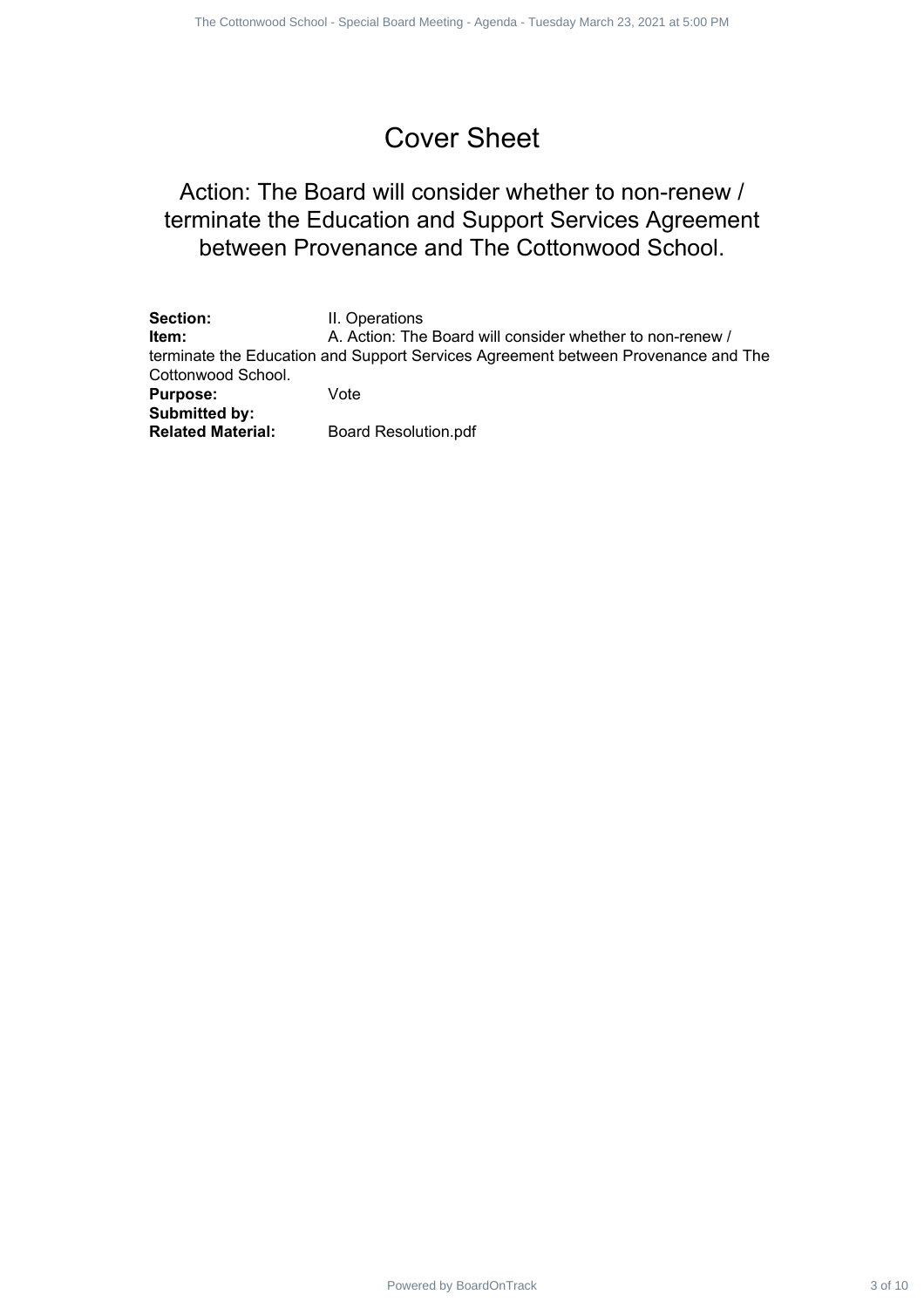# Cover Sheet

## Action: The Board will consider whether to non-renew / terminate the Education and Support Services Agreement between Provenance and The Cottonwood School.

**Section:** II. Operations
**Item:** A. Action: The Board will consider whether to non-renew / terminate the Education and Support Services Agreement between Provenance and The Cottonwood School.
**Purpose:** Vote
**Submitted by:**
**Related Material:** Board Resolution.pdf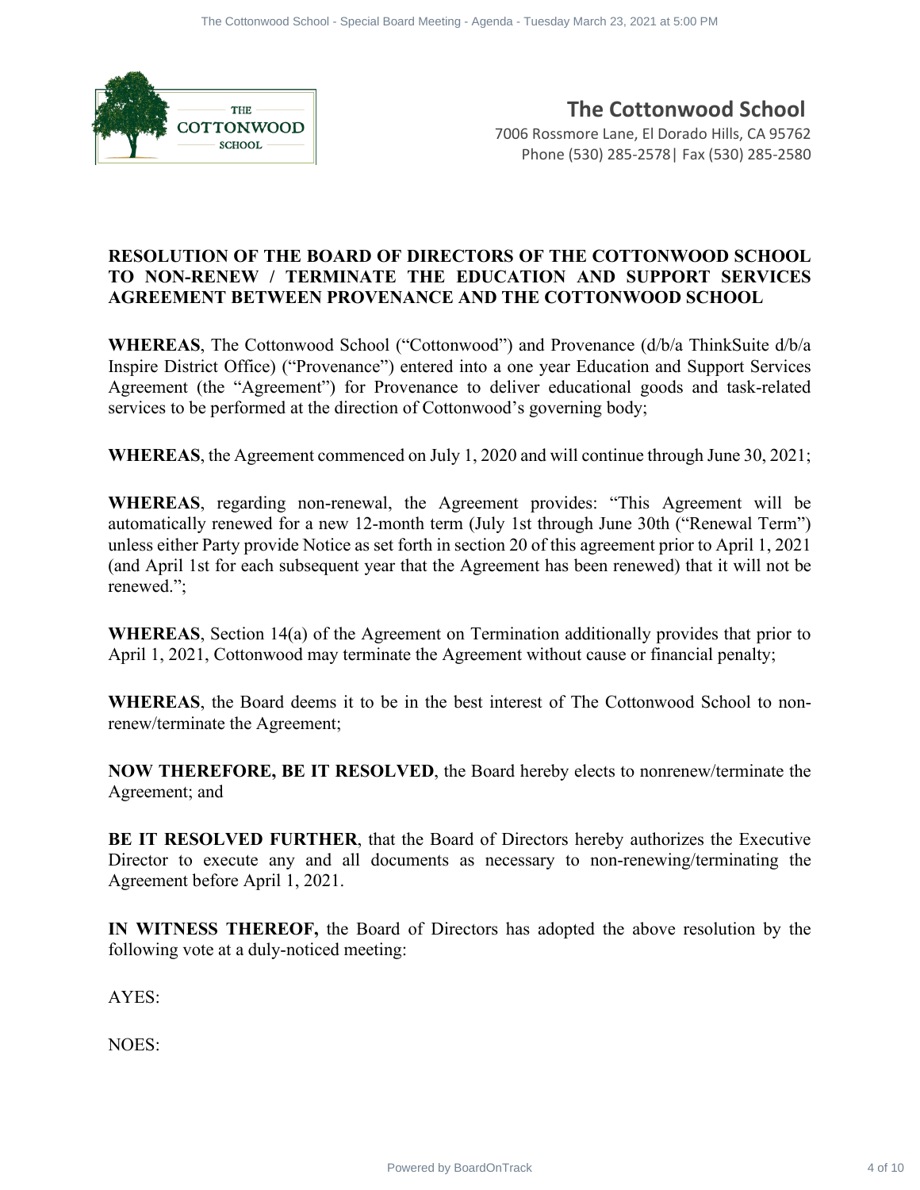**The Cottonwood School**

7006 Rossmore Lane, El Dorado Hills, CA 95762
Phone (530) 285-2578| Fax (530) 285-2580

**RESOLUTION OF THE BOARD OF DIRECTORS OF THE COTTONWOOD SCHOOL TO NON-RENEW / TERMINATE THE EDUCATION AND SUPPORT SERVICES AGREEMENT BETWEEN PROVENANCE AND THE COTTONWOOD SCHOOL**

**WHEREAS**, The Cottonwood School ("Cottonwood") and Provenance (d/b/a ThinkSuite d/b/a Inspire District Office) ("Provenance") entered into a one year Education and Support Services Agreement (the "Agreement") for Provenance to deliver educational goods and task-related services to be performed at the direction of Cottonwood's governing body;

**WHEREAS**, the Agreement commenced on July 1, 2020 and will continue through June 30, 2021;

**WHEREAS**, regarding non-renewal, the Agreement provides: "This Agreement will be automatically renewed for a new 12-month term (July 1st through June 30th ("Renewal Term") unless either Party provide Notice as set forth in section 20 of this agreement prior to April 1, 2021 (and April 1st for each subsequent year that the Agreement has been renewed) that it will not be renewed.";

**WHEREAS**, Section 14(a) of the Agreement on Termination additionally provides that prior to April 1, 2021, Cottonwood may terminate the Agreement without cause or financial penalty;

**WHEREAS**, the Board deems it to be in the best interest of The Cottonwood School to non-renew/terminate the Agreement;

**NOW THEREFORE, BE IT RESOLVED**, the Board hereby elects to nonrenew/terminate the Agreement; and

**BE IT RESOLVED FURTHER**, that the Board of Directors hereby authorizes the Executive Director to execute any and all documents as necessary to non-renewing/terminating the Agreement before April 1, 2021.

**IN WITNESS THEREOF,** the Board of Directors has adopted the above resolution by the following vote at a duly-noticed meeting:

AYES:

NOES: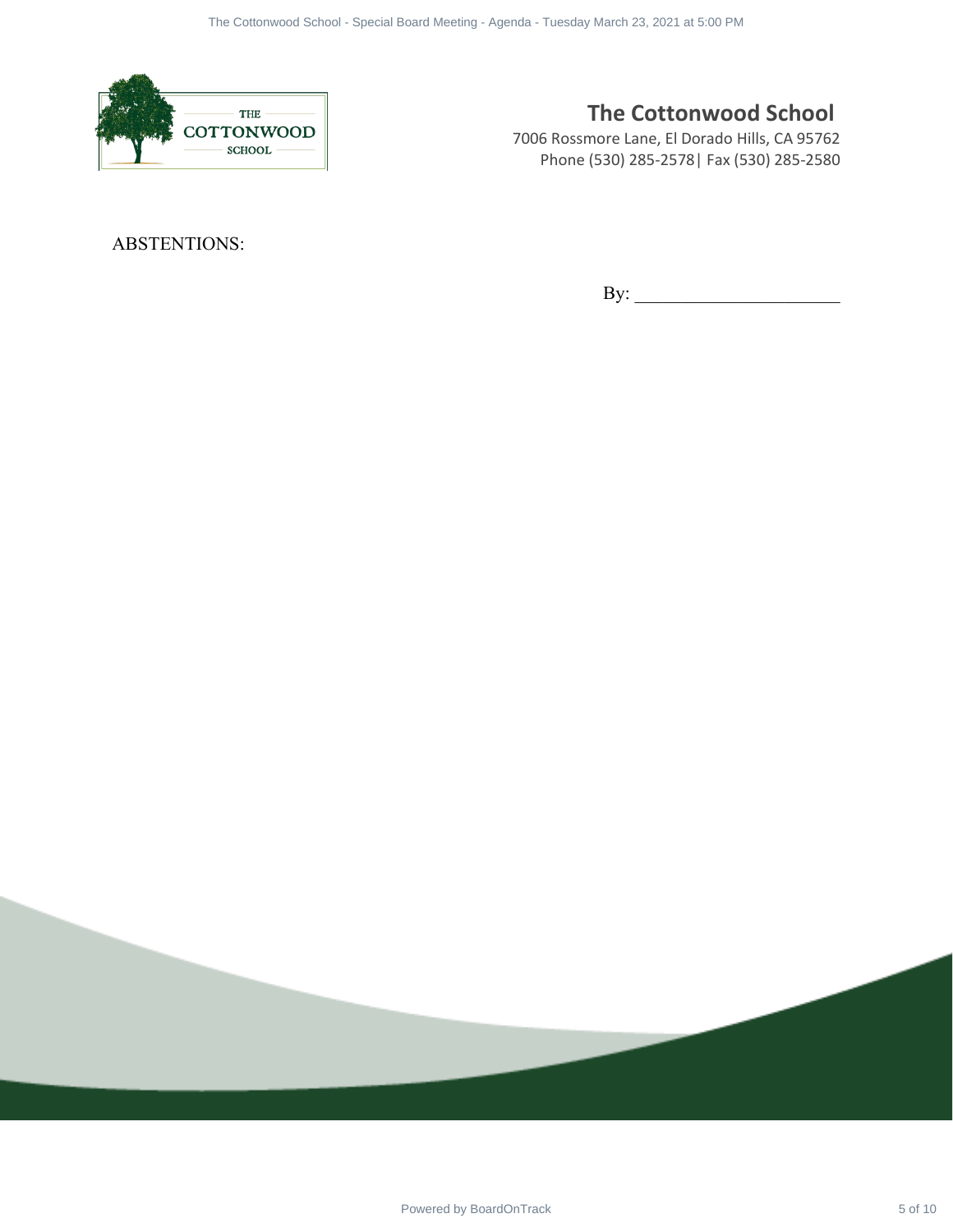**The Cottonwood School**
7006 Rossmore Lane, El Dorado Hills, CA 95762
Phone (530) 285-2578| Fax (530) 285-2580

ABSTENTIONS:

By: ______________________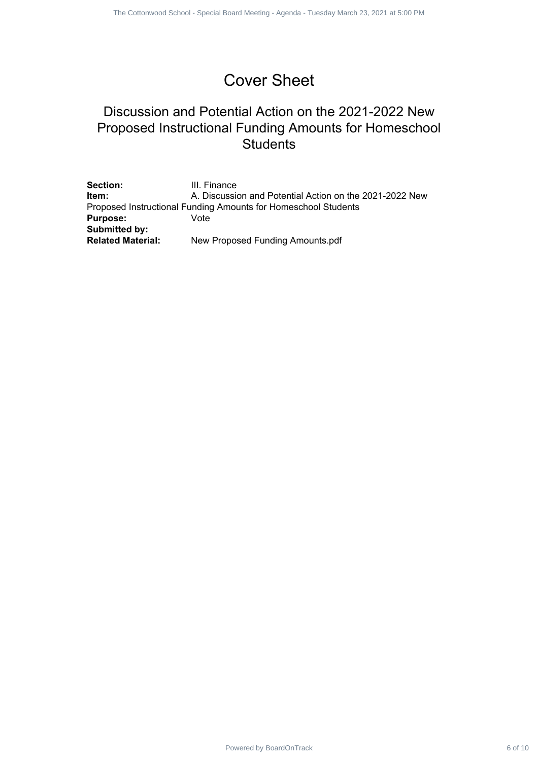# Cover Sheet

## Discussion and Potential Action on the 2021-2022 New Proposed Instructional Funding Amounts for Homeschool Students

**Section:** III. Finance
**Item:** A. Discussion and Potential Action on the 2021-2022 New Proposed Instructional Funding Amounts for Homeschool Students
**Purpose:** Vote
**Submitted by:**
**Related Material:** New Proposed Funding Amounts.pdf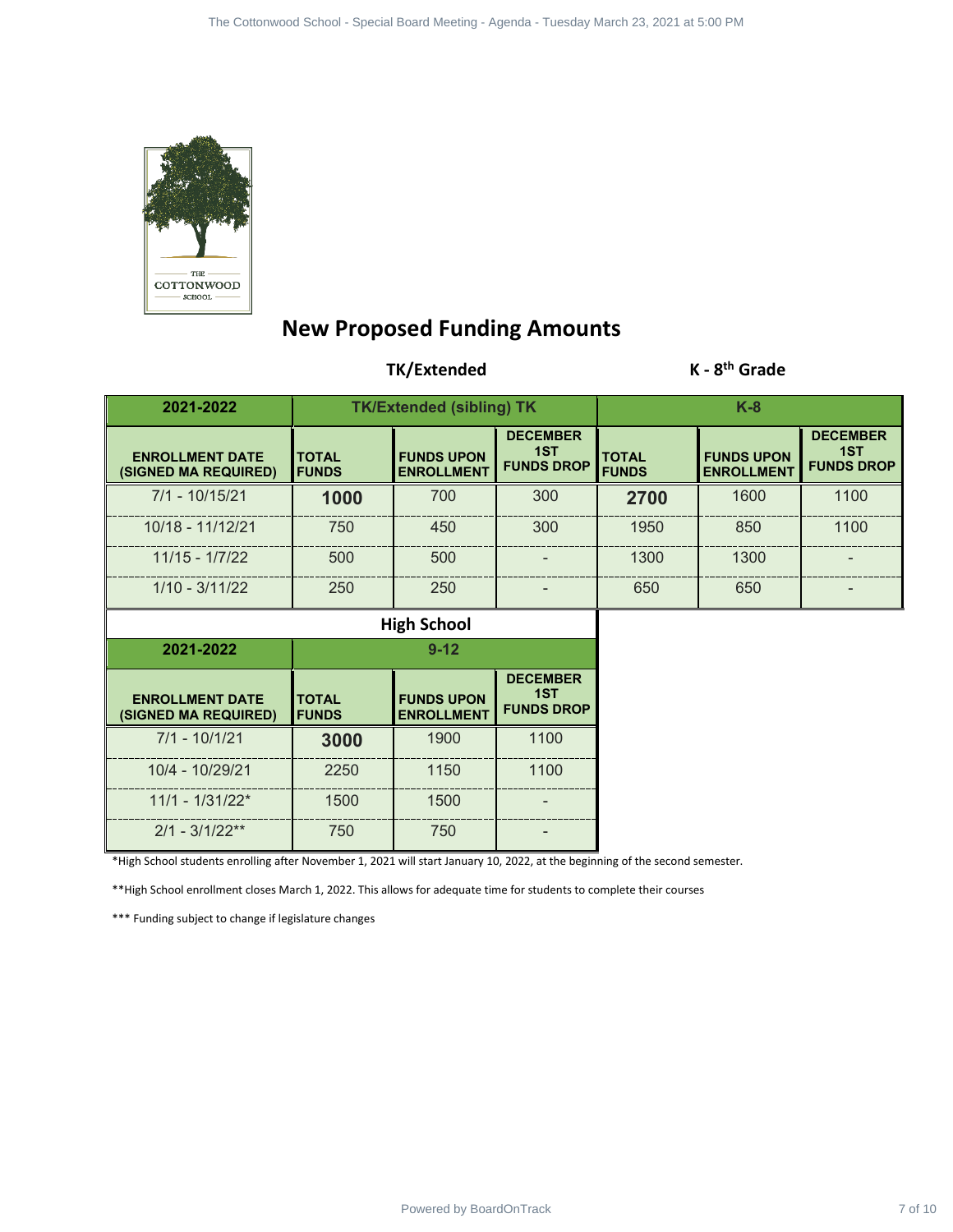# New Proposed Funding Amounts

**TK/Extended** | **K - 8th Grade**

| 2021-2022 | TK/Extended (sibling) TK | | | K-8 | | |
|---|---|---|---|---|---|---|
| ENROLLMENT DATE (SIGNED MA REQUIRED) | TOTAL FUNDS | FUNDS UPON ENROLLMENT | DECEMBER 1ST FUNDS DROP | TOTAL FUNDS | FUNDS UPON ENROLLMENT | DECEMBER 1ST FUNDS DROP |
| 7/1 - 10/15/21 | **1000** | 700 | 300 | **2700** | 1600 | 1100 |
| 10/18 - 11/12/21 | 750 | 450 | 300 | 1950 | 850 | 1100 |
| 11/15 - 1/7/22 | 500 | 500 | - | 1300 | 1300 | - |
| 1/10 - 3/11/22 | 250 | 250 | - | 650 | 650 | - |

**High School**

| 2021-2022 | 9-12 | | |
|---|---|---|---|
| ENROLLMENT DATE (SIGNED MA REQUIRED) | TOTAL FUNDS | FUNDS UPON ENROLLMENT | DECEMBER 1ST FUNDS DROP |
| 7/1 - 10/1/21 | **3000** | 1900 | 1100 |
| 10/4 - 10/29/21 | 2250 | 1150 | 1100 |
| 11/1 - 1/31/22* | 1500 | 1500 | - |
| 2/1 - 3/1/22** | 750 | 750 | - |

*High School students enrolling after November 1, 2021 will start January 10, 2022, at the beginning of the second semester.

**High School enrollment closes March 1, 2022. This allows for adequate time for students to complete their courses

*** Funding subject to change if legislature changes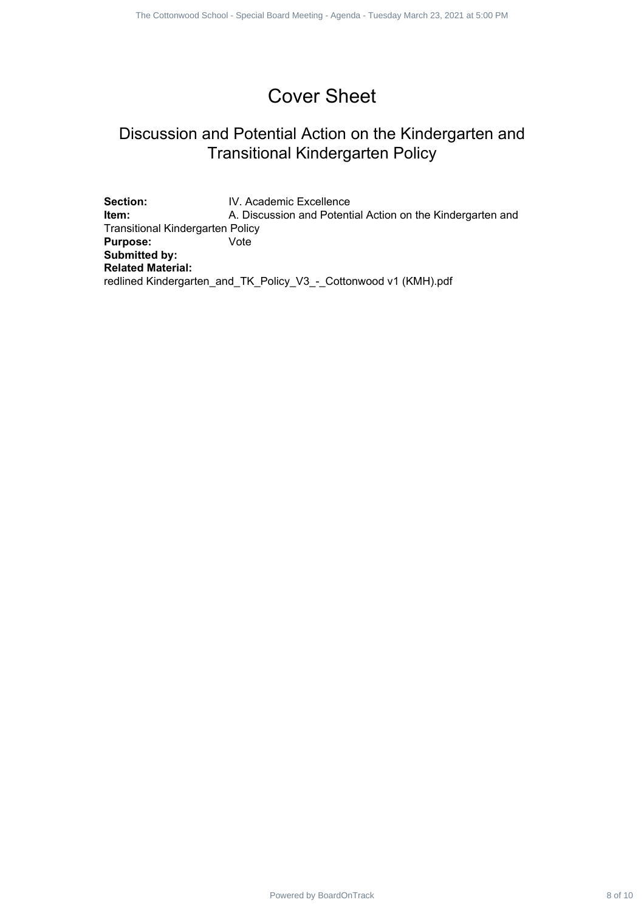# Cover Sheet

## Discussion and Potential Action on the Kindergarten and Transitional Kindergarten Policy

**Section:** IV. Academic Excellence
**Item:** A. Discussion and Potential Action on the Kindergarten and Transitional Kindergarten Policy
**Purpose:** Vote
**Submitted by:**
**Related Material:**
redlined Kindergarten_and_TK_Policy_V3_-_Cottonwood v1 (KMH).pdf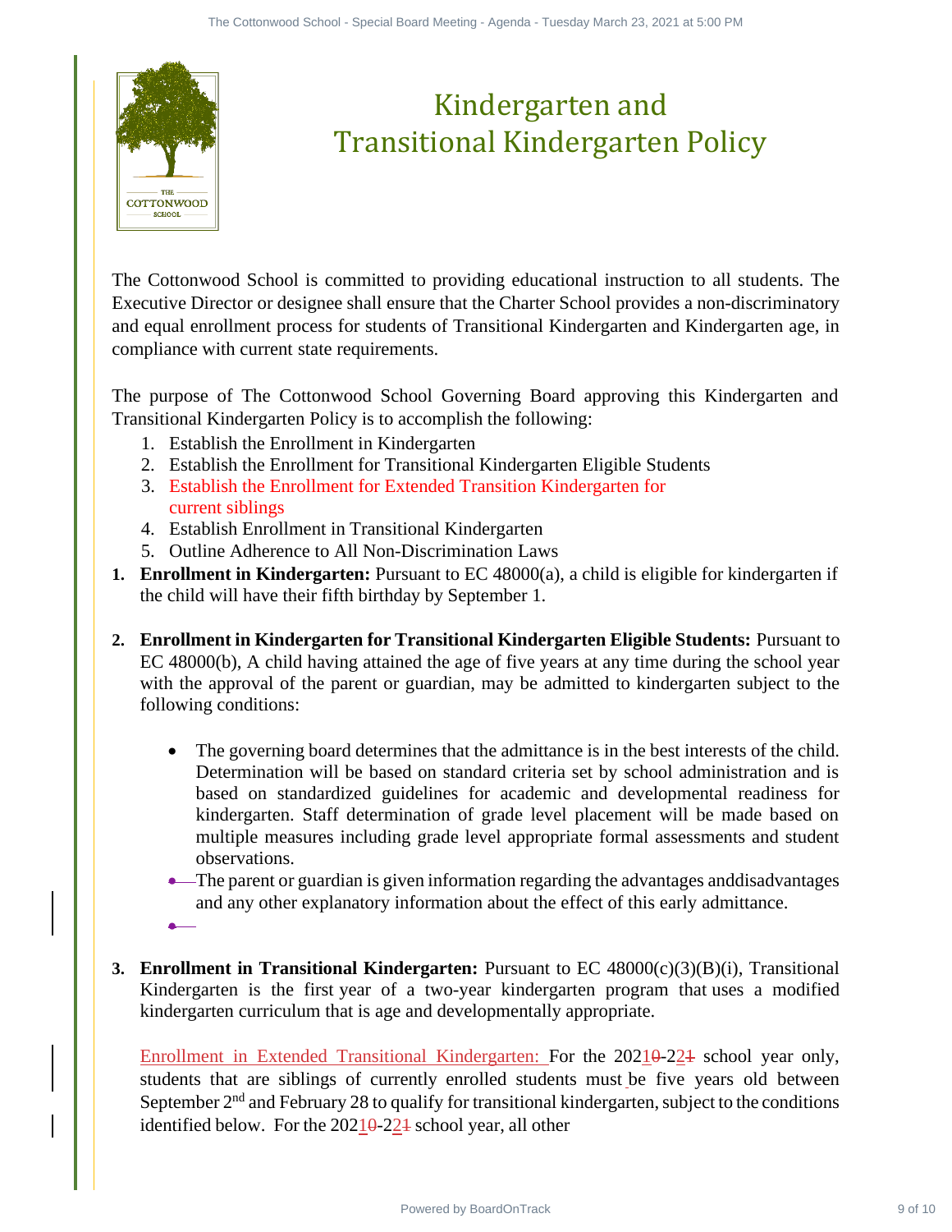# Kindergarten and Transitional Kindergarten Policy

The Cottonwood School is committed to providing educational instruction to all students. The Executive Director or designee shall ensure that the Charter School provides a non-discriminatory and equal enrollment process for students of Transitional Kindergarten and Kindergarten age, in compliance with current state requirements.

The purpose of The Cottonwood School Governing Board approving this Kindergarten and Transitional Kindergarten Policy is to accomplish the following:

1. Establish the Enrollment in Kindergarten
2. Establish the Enrollment for Transitional Kindergarten Eligible Students
3. Establish the Enrollment for Extended Transition Kindergarten for current siblings
4. Establish Enrollment in Transitional Kindergarten
5. Outline Adherence to All Non-Discrimination Laws

1. **Enrollment in Kindergarten:** Pursuant to EC 48000(a), a child is eligible for kindergarten if the child will have their fifth birthday by September 1.

2. **Enrollment in Kindergarten for Transitional Kindergarten Eligible Students:** Pursuant to EC 48000(b), A child having attained the age of five years at any time during the school year with the approval of the parent or guardian, may be admitted to kindergarten subject to the following conditions:

   - The governing board determines that the admittance is in the best interests of the child. Determination will be based on standard criteria set by school administration and is based on standardized guidelines for academic and developmental readiness for kindergarten. Staff determination of grade level placement will be made based on multiple measures including grade level appropriate formal assessments and student observations.
   - The parent or guardian is given information regarding the advantages anddisadvantages and any other explanatory information about the effect of this early admittance.

3. **Enrollment in Transitional Kindergarten:** Pursuant to EC 48000(c)(3)(B)(i), Transitional Kindergarten is the first year of a two-year kindergarten program that uses a modified kindergarten curriculum that is age and developmentally appropriate.

   Enrollment in Extended Transitional Kindergarten: For the 20210-221 school year only, students that are siblings of currently enrolled students must be five years old between September 2nd and February 28 to qualify for transitional kindergarten, subject to the conditions identified below. For the 20210-221 school year, all other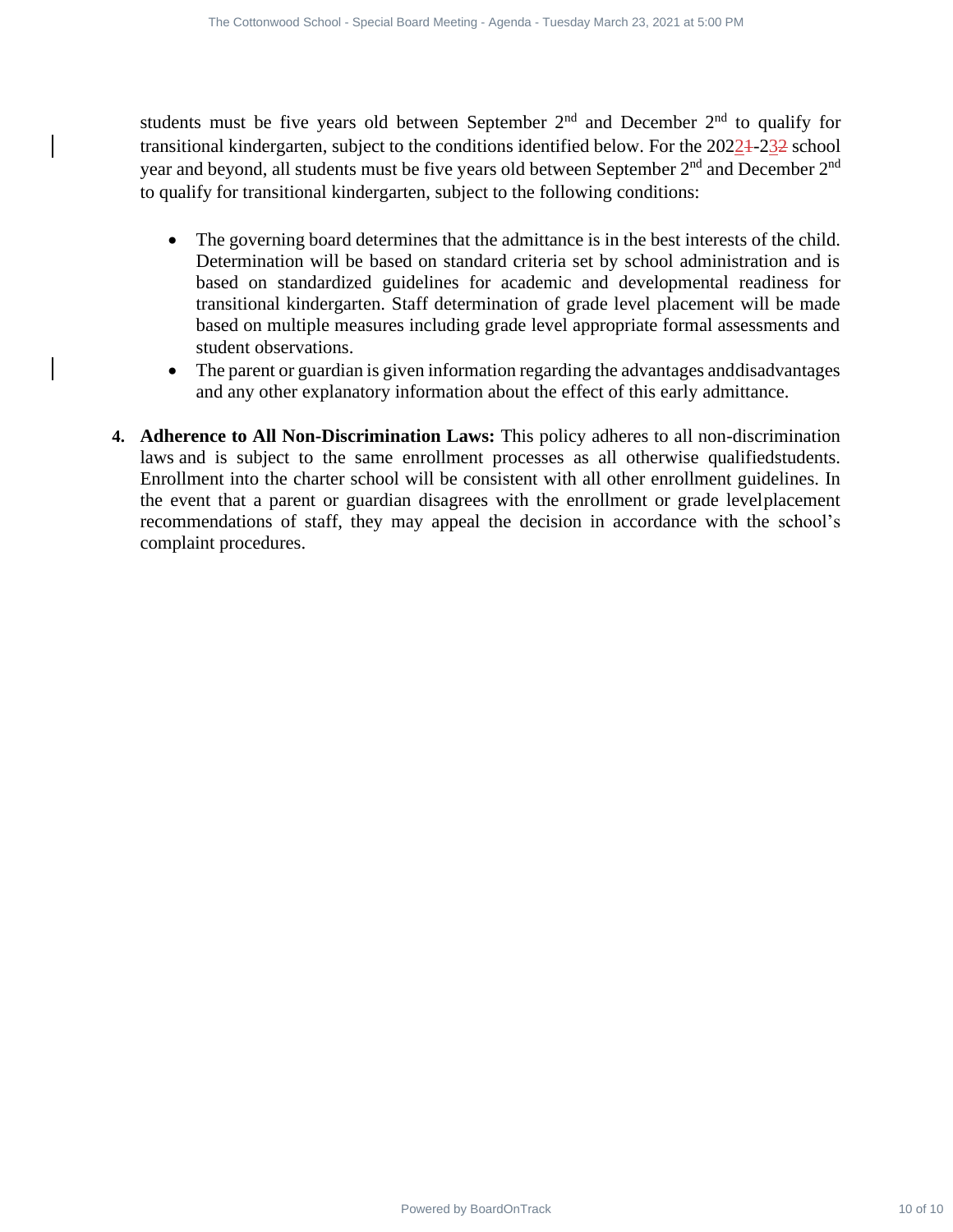students must be five years old between September 2nd and December 2nd to qualify for transitional kindergarten, subject to the conditions identified below. For the 2022~~1~~-2~~3~~2 school year and beyond, all students must be five years old between September 2nd and December 2nd to qualify for transitional kindergarten, subject to the following conditions:

- The governing board determines that the admittance is in the best interests of the child. Determination will be based on standard criteria set by school administration and is based on standardized guidelines for academic and developmental readiness for transitional kindergarten. Staff determination of grade level placement will be made based on multiple measures including grade level appropriate formal assessments and student observations.
- The parent or guardian is given information regarding the advantages anddisadvantages and any other explanatory information about the effect of this early admittance.

4. **Adherence to All Non-Discrimination Laws:** This policy adheres to all non-discrimination laws and is subject to the same enrollment processes as all otherwise qualifiedstudents. Enrollment into the charter school will be consistent with all other enrollment guidelines. In the event that a parent or guardian disagrees with the enrollment or grade levelplacement recommendations of staff, they may appeal the decision in accordance with the school's complaint procedures.